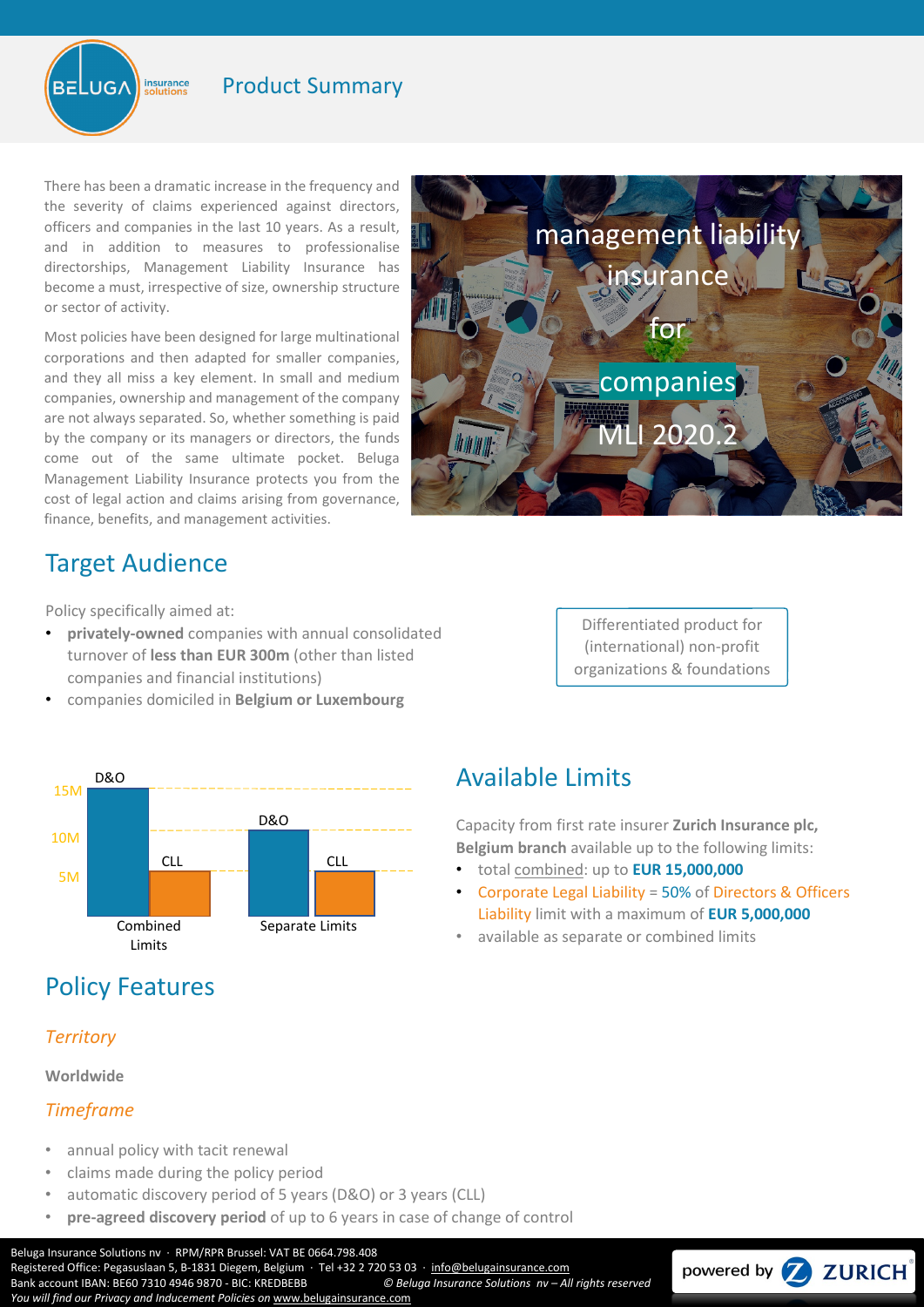# Product Summary

There has been a dramatic increase in the frequency and the severity of claims experienced against directors, officers and companies in the last 10 years. As a result, and in addition to measures to professionalise directorships, Management Liability Insurance has become a must, irrespective of size, ownership structure or sector of activity.

Most policies have been designed for large multinational corporations and then adapted for smaller companies, and they all miss a key element. In small and medium companies, ownership and management of the company are not always separated. So, whether something is paid by the company or its managers or directors, the funds come out of the same ultimate pocket. Beluga Management Liability Insurance protects you from the cost of legal action and claims arising from governance, finance, benefits, and management activities.

management liability insurance for companies MLI 2020.2

## Target Audience

Policy specifically aimed at:

- **privately-owned** companies with annual consolidated turnover of **less than EUR 300m** (other than listed companies and financial institutions)
- companies domiciled in **Belgium or Luxembourg**

Differentiated product for (international) non-profit organizations & foundations

D&O
15M
10M
5M
CLL
Combined Limits
D&O
CLL
Separate Limits

## Available Limits

Capacity from first rate insurer **Zurich Insurance plc, Belgium branch** available up to the following limits:

- total combined: up to **EUR 15,000,000**
- Corporate Legal Liability = 50% of Directors & Officers Liability limit with a maximum of **EUR 5,000,000**
- available as separate or combined limits

## Policy Features

### *Territory*

**Worldwide**

### *Timeframe*

- annual policy with tacit renewal
- claims made during the policy period
- automatic discovery period of 5 years (D&O) or 3 years (CLL)
- **pre-agreed discovery period** of up to 6 years in case of change of control

Beluga Insurance Solutions nv · RPM/RPR Brussel: VAT BE 0664.798.408
Registered Office: Pegasuslaan 5, B-1831 Diegem, Belgium · Tel +32 2 720 53 03 · info@belugainsurance.com
Bank account IBAN: BE60 7310 4946 9870 - BIC: KREDBEBB *© Beluga Insurance Solutions nv – All rights reserved*
*You will find our Privacy and Inducement Policies on* www.belugainsurance.com

powered by ZURICH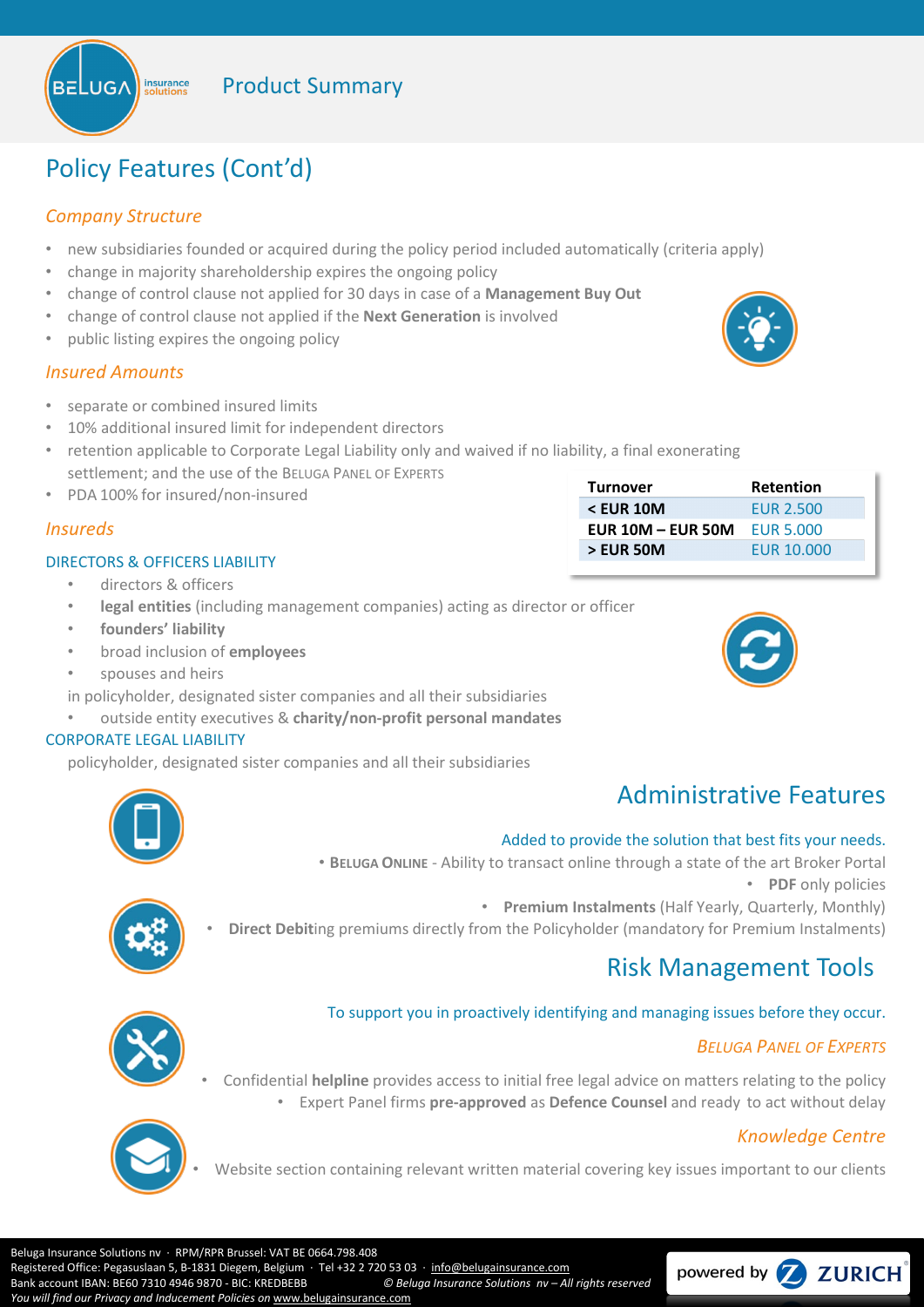# Product Summary

## Policy Features (Cont'd)

### *Company Structure*

- new subsidiaries founded or acquired during the policy period included automatically (criteria apply)
- change in majority shareholdership expires the ongoing policy
- change of control clause not applied for 30 days in case of a **Management Buy Out**
- change of control clause not applied if the **Next Generation** is involved
- public listing expires the ongoing policy

### *Insured Amounts*

- separate or combined insured limits
- 10% additional insured limit for independent directors
- retention applicable to Corporate Legal Liability only and waived if no liability, a final exonerating settlement; and the use of the BELUGA PANEL OF EXPERTS
- PDA 100% for insured/non-insured

| Turnover | Retention |
|---|---|
| **< EUR 10M** | EUR 2.500 |
| **EUR 10M – EUR 50M** | EUR 5.000 |
| **> EUR 50M** | EUR 10.000 |

### *Insureds*

DIRECTORS & OFFICERS LIABILITY

- directors & officers
- **legal entities** (including management companies) acting as director or officer
- **founders' liability**
- broad inclusion of **employees**
- spouses and heirs

in policyholder, designated sister companies and all their subsidiaries

- outside entity executives & **charity/non-profit personal mandates**

CORPORATE LEGAL LIABILITY

policyholder, designated sister companies and all their subsidiaries

## Administrative Features

Added to provide the solution that best fits your needs.

- **BELUGA ONLINE** - Ability to transact online through a state of the art Broker Portal
- **PDF** only policies
- **Premium Instalments** (Half Yearly, Quarterly, Monthly)
- **Direct Debit**ing premiums directly from the Policyholder (mandatory for Premium Instalments)

## Risk Management Tools

To support you in proactively identifying and managing issues before they occur.

### *BELUGA PANEL OF EXPERTS*

- Confidential **helpline** provides access to initial free legal advice on matters relating to the policy
- Expert Panel firms **pre-approved** as **Defence Counsel** and ready to act without delay

### *Knowledge Centre*

- Website section containing relevant written material covering key issues important to our clients

Beluga Insurance Solutions nv · RPM/RPR Brussel: VAT BE 0664.798.408
Registered Office: Pegasuslaan 5, B-1831 Diegem, Belgium · Tel +32 2 720 53 03 · info@belugainsurance.com
Bank account IBAN: BE60 7310 4946 9870 - BIC: KREDBEBB *© Beluga Insurance Solutions nv – All rights reserved*
*You will find our Privacy and Inducement Policies on* www.belugainsurance.com

powered by ZURICH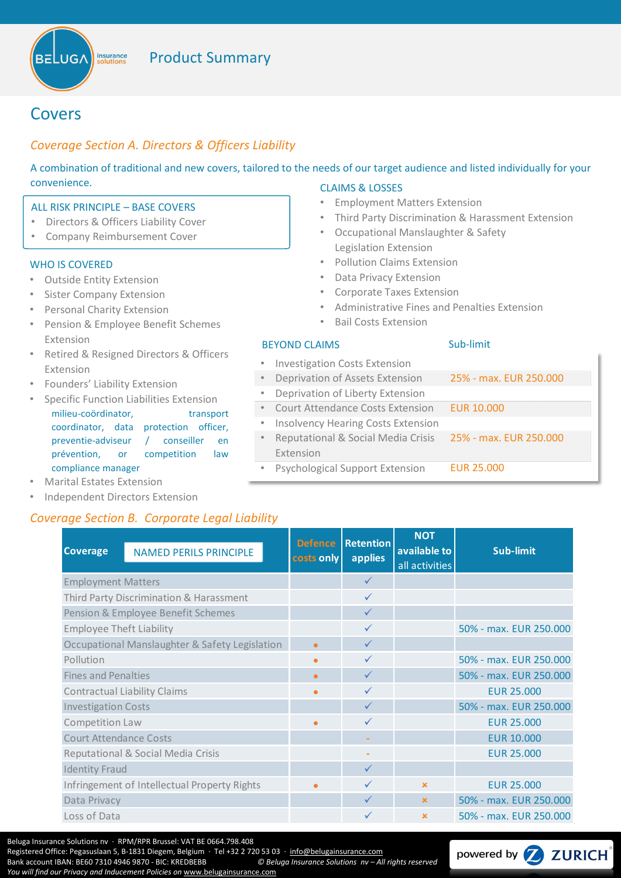# Product Summary

## Covers

### *Coverage Section A. Directors & Officers Liability*

A combination of traditional and new covers, tailored to the needs of our target audience and listed individually for your convenience.

**ALL RISK PRINCIPLE – BASE COVERS**

- Directors & Officers Liability Cover
- Company Reimbursement Cover

**WHO IS COVERED**

- Outside Entity Extension
- Sister Company Extension
- Personal Charity Extension
- Pension & Employee Benefit Schemes Extension
- Retired & Resigned Directors & Officers Extension
- Founders' Liability Extension
- Specific Function Liabilities Extension
  milieu-coördinator, transport coordinator, data protection officer, preventie-adviseur / conseiller en prévention, or competition law compliance manager
- Marital Estates Extension
- Independent Directors Extension

**CLAIMS & LOSSES**

- Employment Matters Extension
- Third Party Discrimination & Harassment Extension
- Occupational Manslaughter & Safety Legislation Extension
- Pollution Claims Extension
- Data Privacy Extension
- Corporate Taxes Extension
- Administrative Fines and Penalties Extension
- Bail Costs Extension

| BEYOND CLAIMS | Sub-limit |
|---|---|
| Investigation Costs Extension | |
| Deprivation of Assets Extension | 25% - max. EUR 250.000 |
| Deprivation of Liberty Extension | |
| Court Attendance Costs Extension | EUR 10.000 |
| Insolvency Hearing Costs Extension | |
| Reputational & Social Media Crisis Extension | 25% - max. EUR 250.000 |
| Psychological Support Extension | EUR 25.000 |

### *Coverage Section B. Corporate Legal Liability*

| Coverage – NAMED PERILS PRINCIPLE | Defence costs only | Retention applies | NOT available to all activities | Sub-limit |
|---|---|---|---|---|
| Employment Matters | | ✓ | | |
| Third Party Discrimination & Harassment | | ✓ | | |
| Pension & Employee Benefit Schemes | | ✓ | | |
| Employee Theft Liability | | ✓ | | 50% - max. EUR 250.000 |
| Occupational Manslaughter & Safety Legislation | • | ✓ | | |
| Pollution | • | ✓ | | 50% - max. EUR 250.000 |
| Fines and Penalties | • | ✓ | | 50% - max. EUR 250.000 |
| Contractual Liability Claims | • | ✓ | | EUR 25.000 |
| Investigation Costs | | ✓ | | 50% - max. EUR 250.000 |
| Competition Law | • | ✓ | | EUR 25.000 |
| Court Attendance Costs | | - | | EUR 10.000 |
| Reputational & Social Media Crisis | | - | | EUR 25.000 |
| Identity Fraud | | ✓ | | |
| Infringement of Intellectual Property Rights | • | ✓ | × | EUR 25.000 |
| Data Privacy | | ✓ | × | 50% - max. EUR 250.000 |
| Loss of Data | | ✓ | × | 50% - max. EUR 250.000 |

Beluga Insurance Solutions nv · RPM/RPR Brussel: VAT BE 0664.798.408
Registered Office: Pegasuslaan 5, B-1831 Diegem, Belgium · Tel +32 2 720 53 03 · info@belugainsurance.com
Bank account IBAN: BE60 7310 4946 9870 - BIC: KREDBEBB *© Beluga Insurance Solutions nv – All rights reserved*
*You will find our Privacy and Inducement Policies on* www.belugainsurance.com

powered by ZURICH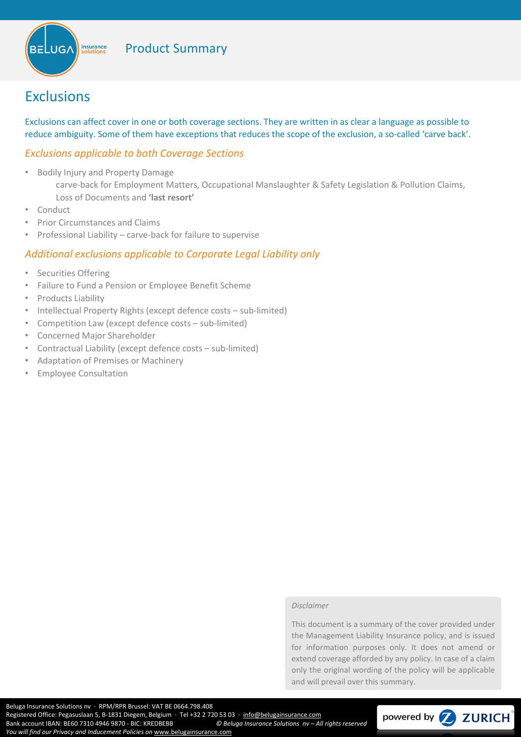# Exclusions

Exclusions can affect cover in one or both coverage sections. They are written in as clear a language as possible to reduce ambiguity. Some of them have exceptions that reduces the scope of the exclusion, a so-called 'carve back'.

### *Exclusions applicable to both Coverage Sections*

- Bodily Injury and Property Damage
  carve-back for Employment Matters, Occupational Manslaughter & Safety Legislation & Pollution Claims, Loss of Documents and **'last resort'**
- Conduct
- Prior Circumstances and Claims
- Professional Liability – carve-back for failure to supervise

### *Additional exclusions applicable to Corporate Legal Liability only*

- Securities Offering
- Failure to Fund a Pension or Employee Benefit Scheme
- Products Liability
- Intellectual Property Rights (except defence costs – sub-limited)
- Competition Law (except defence costs – sub-limited)
- Concerned Major Shareholder
- Contractual Liability (except defence costs – sub-limited)
- Adaptation of Premises or Machinery
- Employee Consultation

*Disclaimer*

This document is a summary of the cover provided under the Management Liability Insurance policy, and is issued for information purposes only. It does not amend or extend coverage afforded by any policy. In case of a claim only the original wording of the policy will be applicable and will prevail over this summary.

Beluga Insurance Solutions nv · RPM/RPR Brussel: VAT BE 0664.798.408
Registered Office: Pegasuslaan 5, B-1831 Diegem, Belgium · Tel +32 2 720 53 03 · info@belugainsurance.com
Bank account IBAN: BE60 7310 4946 9870 - BIC: KREDBEBB *© Beluga Insurance Solutions nv – All rights reserved*
*You will find our Privacy and Inducement Policies on* www.belugainsurance.com